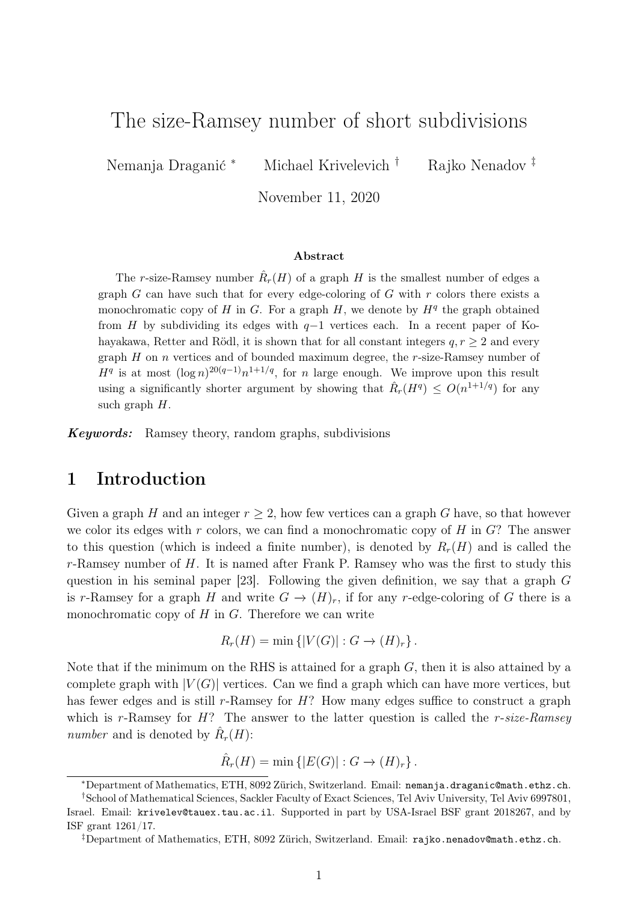# The size-Ramsey number of short subdivisions

Nemanja Draganić [*] Michael Krivelevich [†] Rajko Nenadov [‡]

November 11, 2020

### Abstract

The $r$-size-Ramsey number $\hat{R}_r(H)$ of a graph $H$ is the smallest number of edges a graph $G$ can have such that for every edge-coloring of $G$ with $r$ colors there exists a monochromatic copy of $H$ in $G$. For a graph $H$, we denote by $H^q$ the graph obtained from $H$ by subdividing its edges with $q-1$ vertices each. In a recent paper of Kohayakawa, Retter and Rödl, it is shown that for all constant integers $q, r \geq 2$ and every graph $H$ on $n$ vertices and of bounded maximum degree, the $r$-size-Ramsey number of $H^q$ is at most $(\log n)^{20(q-1)} n^{1+1/q}$, for $n$ large enough. We improve upon this result using a significantly shorter argument by showing that $\hat{R}_r(H^q) \leq O(n^{1+1/q})$ for any such graph $H$.

***Keywords:*** Ramsey theory, random graphs, subdivisions

## 1 Introduction

Given a graph $H$ and an integer $r \geq 2$, how few vertices can a graph $G$ have, so that however we color its edges with $r$ colors, we can find a monochromatic copy of $H$ in $G$? The answer to this question (which is indeed a finite number), is denoted by $R_r(H)$ and is called the $r$-Ramsey number of $H$. It is named after Frank P. Ramsey who was the first to study this question in his seminal paper [23]. Following the given definition, we say that a graph $G$ is $r$-Ramsey for a graph $H$ and write $G \to (H)_r$, if for any $r$-edge-coloring of $G$ there is a monochromatic copy of $H$ in $G$. Therefore we can write

$$R_r(H) = \min \{|V(G)| : G \to (H)_r\}.$$

Note that if the minimum on the RHS is attained for a graph $G$, then it is also attained by a complete graph with $|V(G)|$ vertices. Can we find a graph which can have more vertices, but has fewer edges and is still $r$-Ramsey for $H$? How many edges suffice to construct a graph which is $r$-Ramsey for $H$? The answer to the latter question is called the *$r$-size-Ramsey number* and is denoted by $\hat{R}_r(H)$:

$$\hat{R}_r(H) = \min \{|E(G)| : G \to (H)_r\}.$$

---

[*] Department of Mathematics, ETH, 8092 Zürich, Switzerland. Email: nemanja.draganic@math.ethz.ch.

[†] School of Mathematical Sciences, Sackler Faculty of Exact Sciences, Tel Aviv University, Tel Aviv 6997801, Israel. Email: krivelev@tauex.tau.ac.il. Supported in part by USA-Israel BSF grant 2018267, and by ISF grant 1261/17.

[‡] Department of Mathematics, ETH, 8092 Zürich, Switzerland. Email: rajko.nenadov@math.ethz.ch.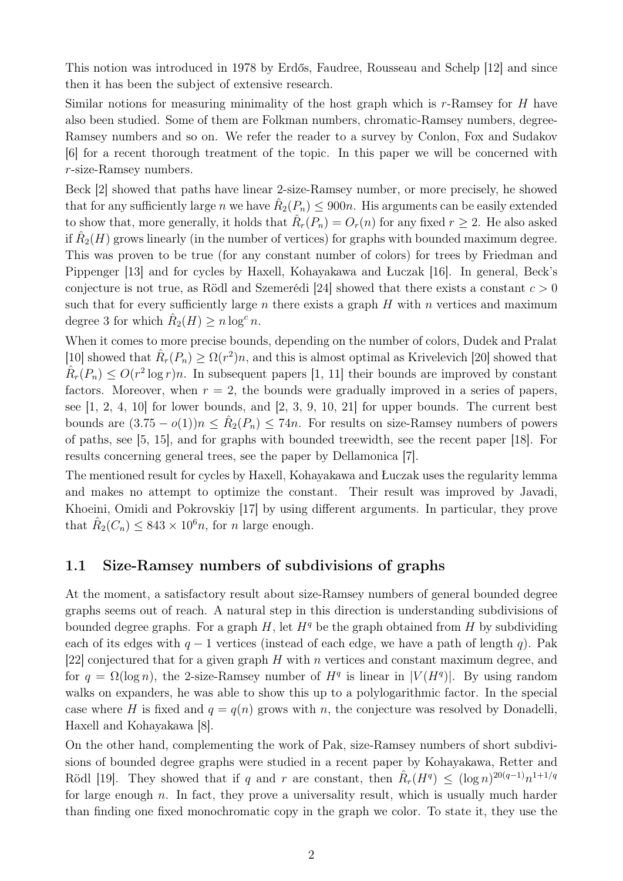This notion was introduced in 1978 by Erdős, Faudree, Rousseau and Schelp [12] and since then it has been the subject of extensive research.

Similar notions for measuring minimality of the host graph which is $r$-Ramsey for $H$ have also been studied. Some of them are Folkman numbers, chromatic-Ramsey numbers, degree-Ramsey numbers and so on. We refer the reader to a survey by Conlon, Fox and Sudakov [6] for a recent thorough treatment of the topic. In this paper we will be concerned with $r$-size-Ramsey numbers.

Beck [2] showed that paths have linear 2-size-Ramsey number, or more precisely, he showed that for any sufficiently large $n$ we have $\hat{R}_2(P_n) \leq 900n$. His arguments can be easily extended to show that, more generally, it holds that $\hat{R}_r(P_n) = O_r(n)$ for any fixed $r \geq 2$. He also asked if $\hat{R}_2(H)$ grows linearly (in the number of vertices) for graphs with bounded maximum degree. This was proven to be true (for any constant number of colors) for trees by Friedman and Pippenger [13] and for cycles by Haxell, Kohayakawa and Łuczak [16]. In general, Beck's conjecture is not true, as Rödl and Szemerédi [24] showed that there exists a constant $c > 0$ such that for every sufficiently large $n$ there exists a graph $H$ with $n$ vertices and maximum degree 3 for which $\hat{R}_2(H) \geq n \log^c n$.

When it comes to more precise bounds, depending on the number of colors, Dudek and Pralat [10] showed that $\hat{R}_r(P_n) \geq \Omega(r^2)n$, and this is almost optimal as Krivelevich [20] showed that $\hat{R}_r(P_n) \leq O(r^2 \log r)n$. In subsequent papers [1, 11] their bounds are improved by constant factors. Moreover, when $r = 2$, the bounds were gradually improved in a series of papers, see [1, 2, 4, 10] for lower bounds, and [2, 3, 9, 10, 21] for upper bounds. The current best bounds are $(3.75 - o(1))n \leq \hat{R}_2(P_n) \leq 74n$. For results on size-Ramsey numbers of powers of paths, see [5, 15], and for graphs with bounded treewidth, see the recent paper [18]. For results concerning general trees, see the paper by Dellamonica [7].

The mentioned result for cycles by Haxell, Kohayakawa and Łuczak uses the regularity lemma and makes no attempt to optimize the constant. Their result was improved by Javadi, Khoeini, Omidi and Pokrovskiy [17] by using different arguments. In particular, they prove that $\hat{R}_2(C_n) \leq 843 \times 10^6 n$, for $n$ large enough.

## 1.1 Size-Ramsey numbers of subdivisions of graphs

At the moment, a satisfactory result about size-Ramsey numbers of general bounded degree graphs seems out of reach. A natural step in this direction is understanding subdivisions of bounded degree graphs. For a graph $H$, let $H^q$ be the graph obtained from $H$ by subdividing each of its edges with $q - 1$ vertices (instead of each edge, we have a path of length $q$). Pak [22] conjectured that for a given graph $H$ with $n$ vertices and constant maximum degree, and for $q = \Omega(\log n)$, the 2-size-Ramsey number of $H^q$ is linear in $|V(H^q)|$. By using random walks on expanders, he was able to show this up to a polylogarithmic factor. In the special case where $H$ is fixed and $q = q(n)$ grows with $n$, the conjecture was resolved by Donadelli, Haxell and Kohayakawa [8].

On the other hand, complementing the work of Pak, size-Ramsey numbers of short subdivisions of bounded degree graphs were studied in a recent paper by Kohayakawa, Retter and Rödl [19]. They showed that if $q$ and $r$ are constant, then $\hat{R}_r(H^q) \leq (\log n)^{20(q-1)} n^{1+1/q}$ for large enough $n$. In fact, they prove a universality result, which is usually much harder than finding one fixed monochromatic copy in the graph we color. To state it, they use the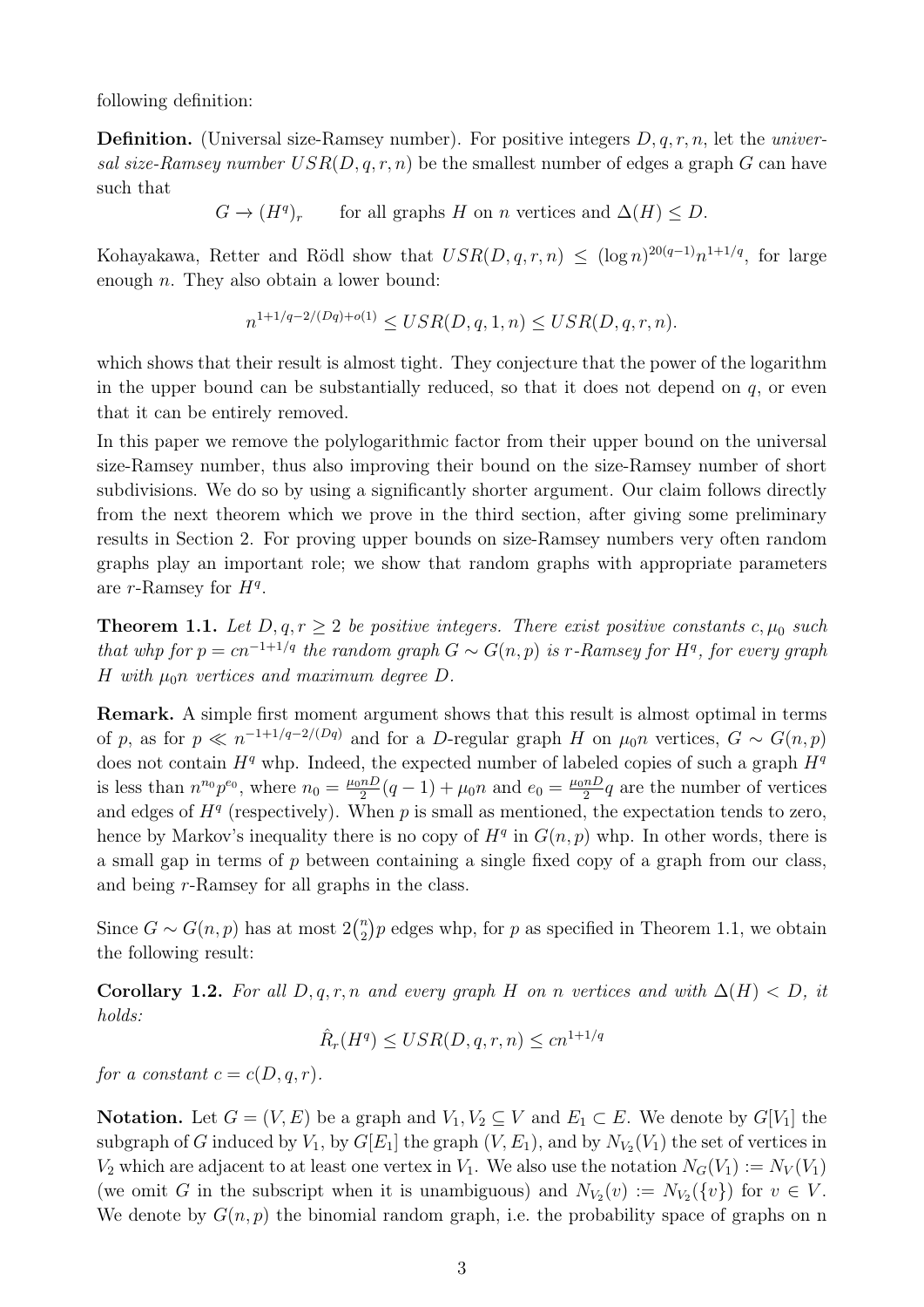following definition:

**Definition.** (Universal size-Ramsey number). For positive integers $D, q, r, n$, let the *universal size-Ramsey number* $USR(D, q, r, n)$ be the smallest number of edges a graph $G$ can have such that

$$G \to (H^q)_r \qquad \text{for all graphs } H \text{ on } n \text{ vertices and } \Delta(H) \le D.$$

Kohayakawa, Retter and Rödl show that $USR(D, q, r, n) \le (\log n)^{20(q-1)} n^{1+1/q}$, for large enough $n$. They also obtain a lower bound:

$$n^{1+1/q-2/(Dq)+o(1)} \le USR(D, q, 1, n) \le USR(D, q, r, n).$$

which shows that their result is almost tight. They conjecture that the power of the logarithm in the upper bound can be substantially reduced, so that it does not depend on $q$, or even that it can be entirely removed.

In this paper we remove the polylogarithmic factor from their upper bound on the universal size-Ramsey number, thus also improving their bound on the size-Ramsey number of short subdivisions. We do so by using a significantly shorter argument. Our claim follows directly from the next theorem which we prove in the third section, after giving some preliminary results in Section 2. For proving upper bounds on size-Ramsey numbers very often random graphs play an important role; we show that random graphs with appropriate parameters are $r$-Ramsey for $H^q$.

**Theorem 1.1.** *Let $D, q, r \ge 2$ be positive integers. There exist positive constants $c, \mu_0$ such that whp for $p = cn^{-1+1/q}$ the random graph $G \sim G(n, p)$ is $r$-Ramsey for $H^q$, for every graph $H$ with $\mu_0 n$ vertices and maximum degree $D$.*

**Remark.** A simple first moment argument shows that this result is almost optimal in terms of $p$, as for $p \ll n^{-1+1/q-2/(Dq)}$ and for a $D$-regular graph $H$ on $\mu_0 n$ vertices, $G \sim G(n, p)$ does not contain $H^q$ whp. Indeed, the expected number of labeled copies of such a graph $H^q$ is less than $n^{n_0} p^{e_0}$, where $n_0 = \frac{\mu_0 n D}{2}(q-1) + \mu_0 n$ and $e_0 = \frac{\mu_0 n D}{2} q$ are the number of vertices and edges of $H^q$ (respectively). When $p$ is small as mentioned, the expectation tends to zero, hence by Markov's inequality there is no copy of $H^q$ in $G(n, p)$ whp. In other words, there is a small gap in terms of $p$ between containing a single fixed copy of a graph from our class, and being $r$-Ramsey for all graphs in the class.

Since $G \sim G(n, p)$ has at most $2\binom{n}{2}p$ edges whp, for $p$ as specified in Theorem 1.1, we obtain the following result:

**Corollary 1.2.** *For all $D, q, r, n$ and every graph $H$ on $n$ vertices and with $\Delta(H) < D$, it holds:*

$$\hat{R}_r(H^q) \le USR(D, q, r, n) \le cn^{1+1/q}$$

*for a constant $c = c(D, q, r)$.*

**Notation.** Let $G = (V, E)$ be a graph and $V_1, V_2 \subseteq V$ and $E_1 \subset E$. We denote by $G[V_1]$ the subgraph of $G$ induced by $V_1$, by $G[E_1]$ the graph $(V, E_1)$, and by $N_{V_2}(V_1)$ the set of vertices in $V_2$ which are adjacent to at least one vertex in $V_1$. We also use the notation $N_G(V_1) := N_V(V_1)$ (we omit $G$ in the subscript when it is unambiguous) and $N_{V_2}(v) := N_{V_2}(\{v\})$ for $v \in V$. We denote by $G(n, p)$ the binomial random graph, i.e. the probability space of graphs on n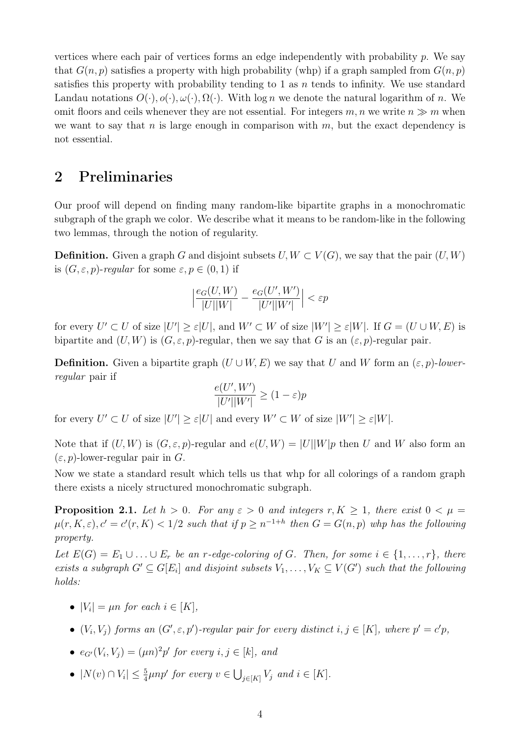vertices where each pair of vertices forms an edge independently with probability $p$. We say that $G(n, p)$ satisfies a property with high probability (whp) if a graph sampled from $G(n, p)$ satisfies this property with probability tending to 1 as $n$ tends to infinity. We use standard Landau notations $O(\cdot), o(\cdot), \omega(\cdot), \Omega(\cdot)$. With $\log n$ we denote the natural logarithm of $n$. We omit floors and ceils whenever they are not essential. For integers $m, n$ we write $n \gg m$ when we want to say that $n$ is large enough in comparison with $m$, but the exact dependency is not essential.

## 2 Preliminaries

Our proof will depend on finding many random-like bipartite graphs in a monochromatic subgraph of the graph we color. We describe what it means to be random-like in the following two lemmas, through the notion of regularity.

**Definition.** Given a graph $G$ and disjoint subsets $U, W \subset V(G)$, we say that the pair $(U, W)$ is $(G, \varepsilon, p)$-*regular* for some $\varepsilon, p \in (0, 1)$ if

$$\Big|\frac{e_G(U, W)}{|U||W|} - \frac{e_G(U', W')}{|U'||W'|}\Big| < \varepsilon p$$

for every $U' \subset U$ of size $|U'| \geq \varepsilon|U|$, and $W' \subset W$ of size $|W'| \geq \varepsilon|W|$. If $G = (U \cup W, E)$ is bipartite and $(U, W)$ is $(G, \varepsilon, p)$-regular, then we say that $G$ is an $(\varepsilon, p)$-regular pair.

**Definition.** Given a bipartite graph $(U \cup W, E)$ we say that $U$ and $W$ form an $(\varepsilon, p)$-*lower-regular* pair if

$$\frac{e(U', W')}{|U'||W'|} \geq (1 - \varepsilon)p$$

for every $U' \subset U$ of size $|U'| \geq \varepsilon|U|$ and every $W' \subset W$ of size $|W'| \geq \varepsilon|W|$.

Note that if $(U, W)$ is $(G, \varepsilon, p)$-regular and $e(U, W) = |U||W|p$ then $U$ and $W$ also form an $(\varepsilon, p)$-lower-regular pair in $G$.

Now we state a standard result which tells us that whp for all colorings of a random graph there exists a nicely structured monochromatic subgraph.

**Proposition 2.1.** *Let $h > 0$. For any $\varepsilon > 0$ and integers $r, K \geq 1$, there exist $0 < \mu = \mu(r, K, \varepsilon), c' = c'(r, K) < 1/2$ such that if $p \geq n^{-1+h}$ then $G = G(n, p)$ whp has the following property.*

*Let $E(G) = E_1 \cup \ldots \cup E_r$ be an $r$-edge-coloring of $G$. Then, for some $i \in \{1, \ldots, r\}$, there exists a subgraph $G' \subseteq G[E_i]$ and disjoint subsets $V_1, \ldots, V_K \subseteq V(G')$ such that the following holds:*

- *$|V_i| = \mu n$ for each $i \in [K]$,*
- *$(V_i, V_j)$ forms an $(G', \varepsilon, p')$-regular pair for every distinct $i, j \in [K]$, where $p' = c'p$,*
- *$e_{G'}(V_i, V_j) = (\mu n)^2 p'$ for every $i, j \in [k]$, and*
- *$|N(v) \cap V_i| \leq \frac{5}{4}\mu n p'$ for every $v \in \bigcup_{j \in [K]} V_j$ and $i \in [K]$.*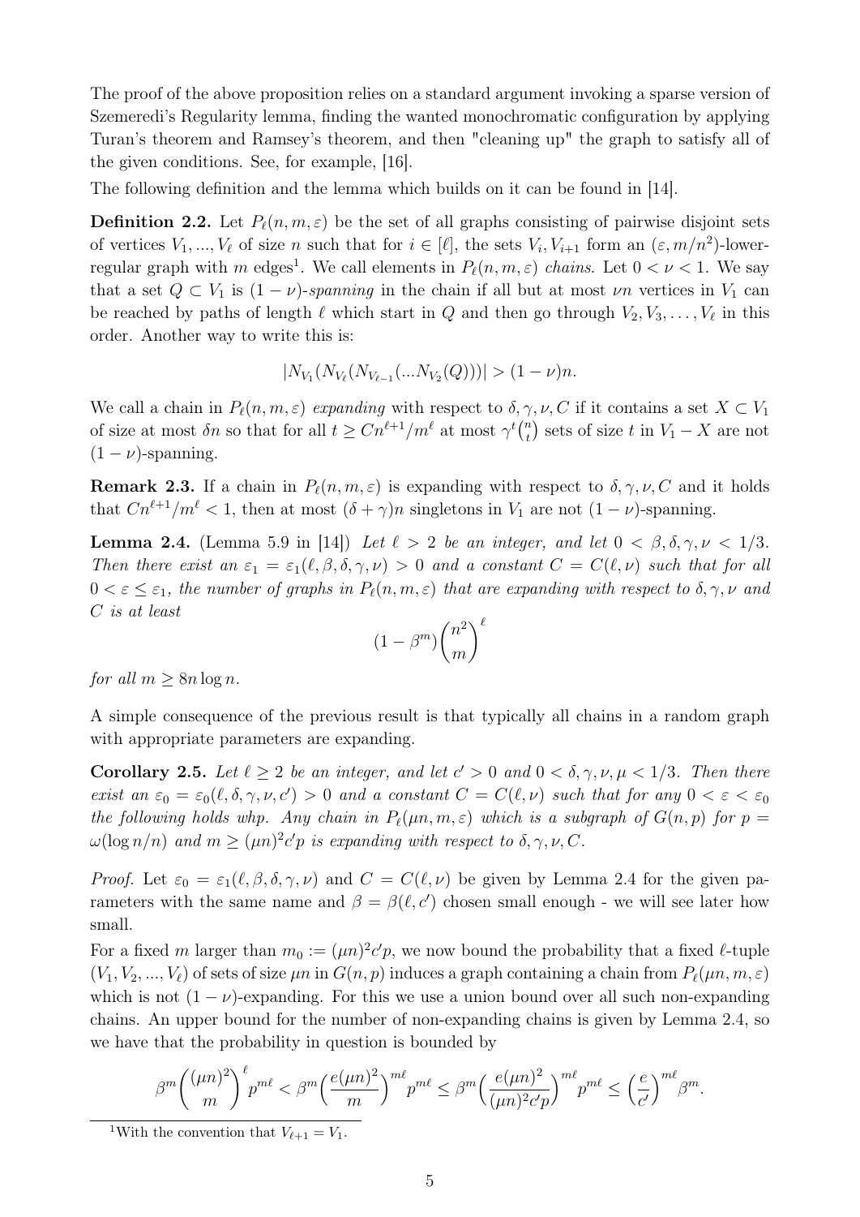The proof of the above proposition relies on a standard argument invoking a sparse version of Szemeredi's Regularity lemma, finding the wanted monochromatic configuration by applying Turan's theorem and Ramsey's theorem, and then "cleaning up" the graph to satisfy all of the given conditions. See, for example, [16].

The following definition and the lemma which builds on it can be found in [14].

**Definition 2.2.** Let $P_\ell(n,m,\varepsilon)$ be the set of all graphs consisting of pairwise disjoint sets of vertices $V_1,...,V_\ell$ of size $n$ such that for $i \in [\ell]$, the sets $V_i, V_{i+1}$ form an $(\varepsilon, m/n^2)$-lower-regular graph with $m$ edges[1]. We call elements in $P_\ell(n,m,\varepsilon)$ *chains*. Let $0 < \nu < 1$. We say that a set $Q \subset V_1$ is $(1-\nu)$*-spanning* in the chain if all but at most $\nu n$ vertices in $V_1$ can be reached by paths of length $\ell$ which start in $Q$ and then go through $V_2, V_3, \dots, V_\ell$ in this order. Another way to write this is:

$$|N_{V_1}(N_{V_\ell}(N_{V_{\ell-1}}(...N_{V_2}(Q)))| > (1-\nu)n.$$

We call a chain in $P_\ell(n,m,\varepsilon)$ *expanding* with respect to $\delta,\gamma,\nu,C$ if it contains a set $X \subset V_1$ of size at most $\delta n$ so that for all $t \geq Cn^{\ell+1}/m^\ell$ at most $\gamma^t\binom{n}{t}$ sets of size $t$ in $V_1 - X$ are not $(1-\nu)$-spanning.

**Remark 2.3.** If a chain in $P_\ell(n,m,\varepsilon)$ is expanding with respect to $\delta,\gamma,\nu,C$ and it holds that $Cn^{\ell+1}/m^\ell < 1$, then at most $(\delta+\gamma)n$ singletons in $V_1$ are not $(1-\nu)$-spanning.

**Lemma 2.4.** (Lemma 5.9 in [14]) *Let $\ell > 2$ be an integer, and let $0 < \beta,\delta,\gamma,\nu < 1/3$. Then there exist an $\varepsilon_1 = \varepsilon_1(\ell,\beta,\delta,\gamma,\nu) > 0$ and a constant $C = C(\ell,\nu)$ such that for all $0 < \varepsilon \leq \varepsilon_1$, the number of graphs in $P_\ell(n,m,\varepsilon)$ that are expanding with respect to $\delta,\gamma,\nu$ and $C$ is at least*

$$(1-\beta^m)\binom{n^2}{m}^\ell$$

*for all $m \geq 8n\log n$.*

A simple consequence of the previous result is that typically all chains in a random graph with appropriate parameters are expanding.

**Corollary 2.5.** *Let $\ell \geq 2$ be an integer, and let $c' > 0$ and $0 < \delta,\gamma,\nu,\mu < 1/3$. Then there exist an $\varepsilon_0 = \varepsilon_0(\ell,\delta,\gamma,\nu,c') > 0$ and a constant $C = C(\ell,\nu)$ such that for any $0 < \varepsilon < \varepsilon_0$ the following holds whp. Any chain in $P_\ell(\mu n,m,\varepsilon)$ which is a subgraph of $G(n,p)$ for $p = \omega(\log n/n)$ and $m \geq (\mu n)^2 c' p$ is expanding with respect to $\delta,\gamma,\nu,C$.*

*Proof.* Let $\varepsilon_0 = \varepsilon_1(\ell,\beta,\delta,\gamma,\nu)$ and $C = C(\ell,\nu)$ be given by Lemma 2.4 for the given parameters with the same name and $\beta = \beta(\ell,c')$ chosen small enough - we will see later how small.

For a fixed $m$ larger than $m_0 := (\mu n)^2 c' p$, we now bound the probability that a fixed $\ell$-tuple $(V_1,V_2,...,V_\ell)$ of sets of size $\mu n$ in $G(n,p)$ induces a graph containing a chain from $P_\ell(\mu n,m,\varepsilon)$ which is not $(1-\nu)$-expanding. For this we use a union bound over all such non-expanding chains. An upper bound for the number of non-expanding chains is given by Lemma 2.4, so we have that the probability in question is bounded by

$$\beta^m\binom{(\mu n)^2}{m}^\ell p^{m\ell} < \beta^m\Big(\frac{e(\mu n)^2}{m}\Big)^{m\ell}p^{m\ell} \leq \beta^m\Big(\frac{e(\mu n)^2}{(\mu n)^2c'p}\Big)^{m\ell}p^{m\ell} \leq \Big(\frac{e}{c'}\Big)^{m\ell}\beta^m.$$

[1] With the convention that $V_{\ell+1} = V_1$.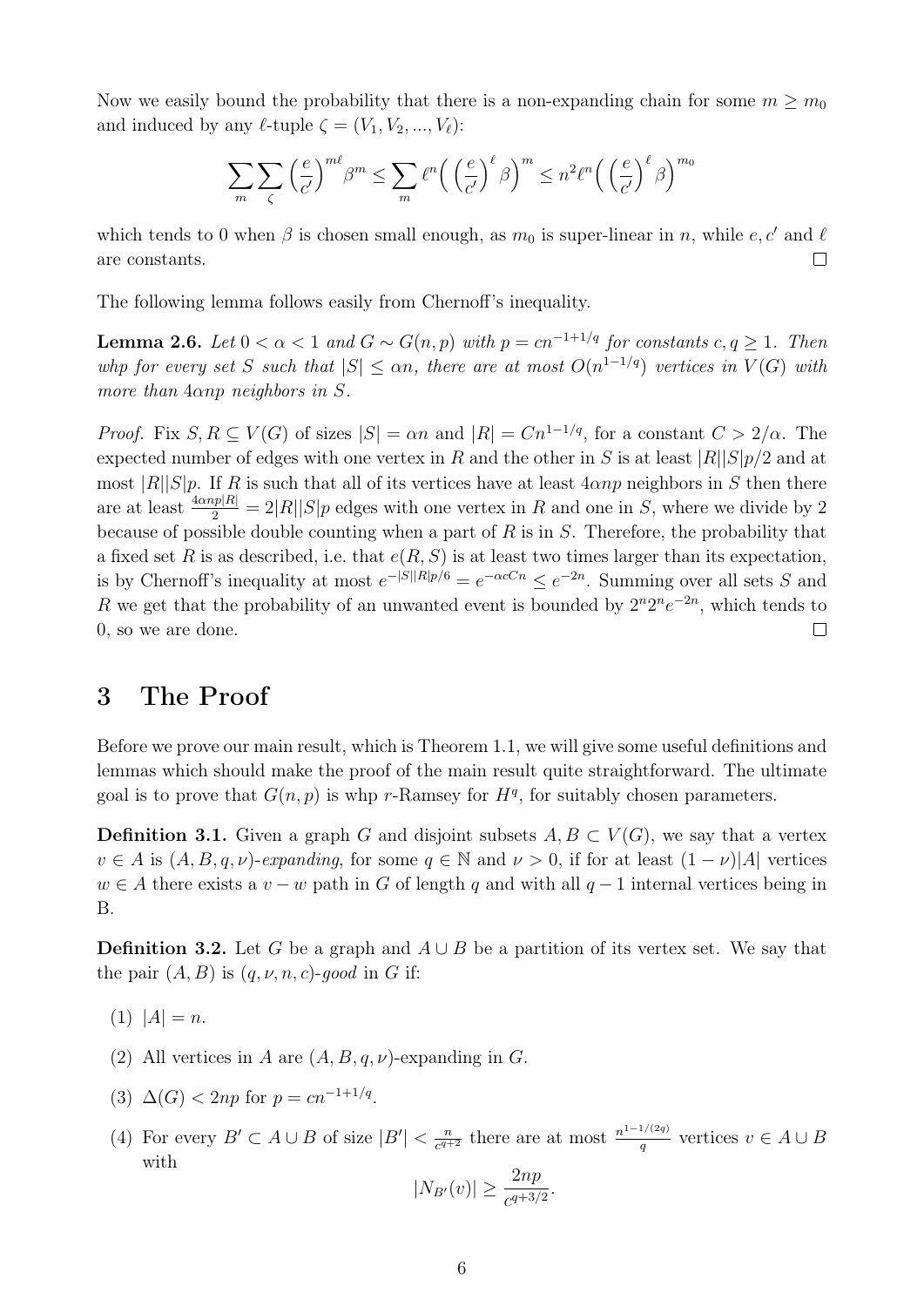Now we easily bound the probability that there is a non-expanding chain for some $m \geq m_0$ and induced by any $\ell$-tuple $\zeta = (V_1, V_2, ..., V_\ell)$:

$$\sum_m \sum_\zeta \left(\frac{e}{c'}\right)^{m\ell} \beta^m \leq \sum_m \ell^n \Big( \left(\frac{e}{c'}\right)^\ell \beta \Big)^m \leq n^2 \ell^n \Big( \left(\frac{e}{c'}\right)^\ell \beta \Big)^{m_0}$$

which tends to 0 when $\beta$ is chosen small enough, as $m_0$ is super-linear in $n$, while $e, c'$ and $\ell$ are constants. $\square$

The following lemma follows easily from Chernoff's inequality.

**Lemma 2.6.** *Let $0 < \alpha < 1$ and $G \sim G(n,p)$ with $p = cn^{-1+1/q}$ for constants $c, q \geq 1$. Then whp for every set $S$ such that $|S| \leq \alpha n$, there are at most $O(n^{1-1/q})$ vertices in $V(G)$ with more than $4\alpha np$ neighbors in $S$.*

*Proof.* Fix $S, R \subseteq V(G)$ of sizes $|S| = \alpha n$ and $|R| = Cn^{1-1/q}$, for a constant $C > 2/\alpha$. The expected number of edges with one vertex in $R$ and the other in $S$ is at least $|R||S|p/2$ and at most $|R||S|p$. If $R$ is such that all of its vertices have at least $4\alpha np$ neighbors in $S$ then there are at least $\frac{4\alpha np|R|}{2} = 2|R||S|p$ edges with one vertex in $R$ and one in $S$, where we divide by 2 because of possible double counting when a part of $R$ is in $S$. Therefore, the probability that a fixed set $R$ is as described, i.e. that $e(R,S)$ is at least two times larger than its expectation, is by Chernoff's inequality at most $e^{-|S||R|p/6} = e^{-\alpha cCn} \leq e^{-2n}$. Summing over all sets $S$ and $R$ we get that the probability of an unwanted event is bounded by $2^n 2^n e^{-2n}$, which tends to 0, so we are done. $\square$

# 3 The Proof

Before we prove our main result, which is Theorem 1.1, we will give some useful definitions and lemmas which should make the proof of the main result quite straightforward. The ultimate goal is to prove that $G(n,p)$ is whp $r$-Ramsey for $H^q$, for suitably chosen parameters.

**Definition 3.1.** Given a graph $G$ and disjoint subsets $A, B \subset V(G)$, we say that a vertex $v \in A$ is *$(A, B, q, \nu)$-expanding*, for some $q \in \mathbb{N}$ and $\nu > 0$, if for at least $(1-\nu)|A|$ vertices $w \in A$ there exists a $v-w$ path in $G$ of length $q$ and with all $q-1$ internal vertices being in B.

**Definition 3.2.** Let $G$ be a graph and $A \cup B$ be a partition of its vertex set. We say that the pair $(A, B)$ is *$(q, \nu, n, c)$-good* in $G$ if:

(1) $|A| = n$.

(2) All vertices in $A$ are $(A, B, q, \nu)$-expanding in $G$.

(3) $\Delta(G) < 2np$ for $p = cn^{-1+1/q}$.

(4) For every $B' \subset A \cup B$ of size $|B'| < \frac{n}{c^{q+2}}$ there are at most $\frac{n^{1-1/(2q)}}{q}$ vertices $v \in A \cup B$ with

$$|N_{B'}(v)| \geq \frac{2np}{c^{q+3/2}}.$$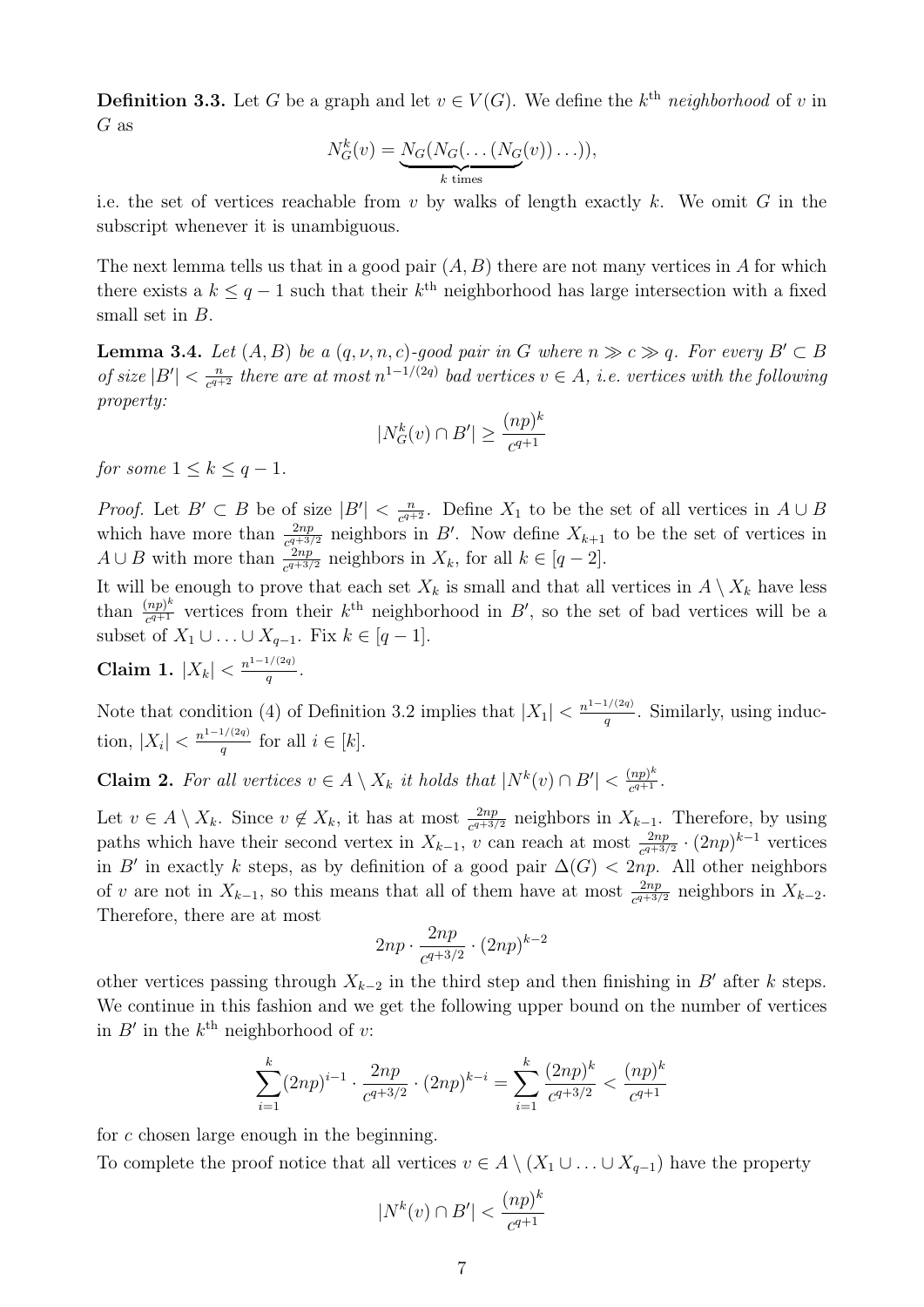**Definition 3.3.** Let $G$ be a graph and let $v \in V(G)$. We define the $k^{\text{th}}$ *neighborhood* of $v$ in $G$ as

$$N_G^k(v) = \underbrace{N_G(N_G(\dots(N_G}_{k \text{ times}}(v))\dots)),$$

i.e. the set of vertices reachable from $v$ by walks of length exactly $k$. We omit $G$ in the subscript whenever it is unambiguous.

The next lemma tells us that in a good pair $(A, B)$ there are not many vertices in $A$ for which there exists a $k \leq q-1$ such that their $k^{\text{th}}$ neighborhood has large intersection with a fixed small set in $B$.

**Lemma 3.4.** *Let $(A, B)$ be a $(q, \nu, n, c)$-good pair in $G$ where $n \gg c \gg q$. For every $B' \subset B$ of size $|B'| < \frac{n}{c^{q+2}}$ there are at most $n^{1-1/(2q)}$ bad vertices $v \in A$, i.e. vertices with the following property:*

$$|N_G^k(v) \cap B'| \geq \frac{(np)^k}{c^{q+1}}$$

*for some $1 \leq k \leq q-1$.*

*Proof.* Let $B' \subset B$ be of size $|B'| < \frac{n}{c^{q+2}}$. Define $X_1$ to be the set of all vertices in $A \cup B$ which have more than $\frac{2np}{c^{q+3/2}}$ neighbors in $B'$. Now define $X_{k+1}$ to be the set of vertices in $A \cup B$ with more than $\frac{2np}{c^{q+3/2}}$ neighbors in $X_k$, for all $k \in [q-2]$.

It will be enough to prove that each set $X_k$ is small and that all vertices in $A \setminus X_k$ have less than $\frac{(np)^k}{c^{q+1}}$ vertices from their $k^{\text{th}}$ neighborhood in $B'$, so the set of bad vertices will be a subset of $X_1 \cup \ldots \cup X_{q-1}$. Fix $k \in [q-1]$.

**Claim 1.** $|X_k| < \frac{n^{1-1/(2q)}}{q}$.

Note that condition (4) of Definition 3.2 implies that $|X_1| < \frac{n^{1-1/(2q)}}{q}$. Similarly, using induction, $|X_i| < \frac{n^{1-1/(2q)}}{q}$ for all $i \in [k]$.

**Claim 2.** *For all vertices $v \in A \setminus X_k$ it holds that $|N^k(v) \cap B'| < \frac{(np)^k}{c^{q+1}}$.*

Let $v \in A \setminus X_k$. Since $v \notin X_k$, it has at most $\frac{2np}{c^{q+3/2}}$ neighbors in $X_{k-1}$. Therefore, by using paths which have their second vertex in $X_{k-1}$, $v$ can reach at most $\frac{2np}{c^{q+3/2}} \cdot (2np)^{k-1}$ vertices in $B'$ in exactly $k$ steps, as by definition of a good pair $\Delta(G) < 2np$. All other neighbors of $v$ are not in $X_{k-1}$, so this means that all of them have at most $\frac{2np}{c^{q+3/2}}$ neighbors in $X_{k-2}$. Therefore, there are at most

$$2np \cdot \frac{2np}{c^{q+3/2}} \cdot (2np)^{k-2}$$

other vertices passing through $X_{k-2}$ in the third step and then finishing in $B'$ after $k$ steps. We continue in this fashion and we get the following upper bound on the number of vertices in $B'$ in the $k^{\text{th}}$ neighborhood of $v$:

$$\sum_{i=1}^{k} (2np)^{i-1} \cdot \frac{2np}{c^{q+3/2}} \cdot (2np)^{k-i} = \sum_{i=1}^{k} \frac{(2np)^k}{c^{q+3/2}} < \frac{(np)^k}{c^{q+1}}$$

for $c$ chosen large enough in the beginning.

To complete the proof notice that all vertices $v \in A \setminus (X_1 \cup \ldots \cup X_{q-1})$ have the property

$$|N^k(v) \cap B'| < \frac{(np)^k}{c^{q+1}}$$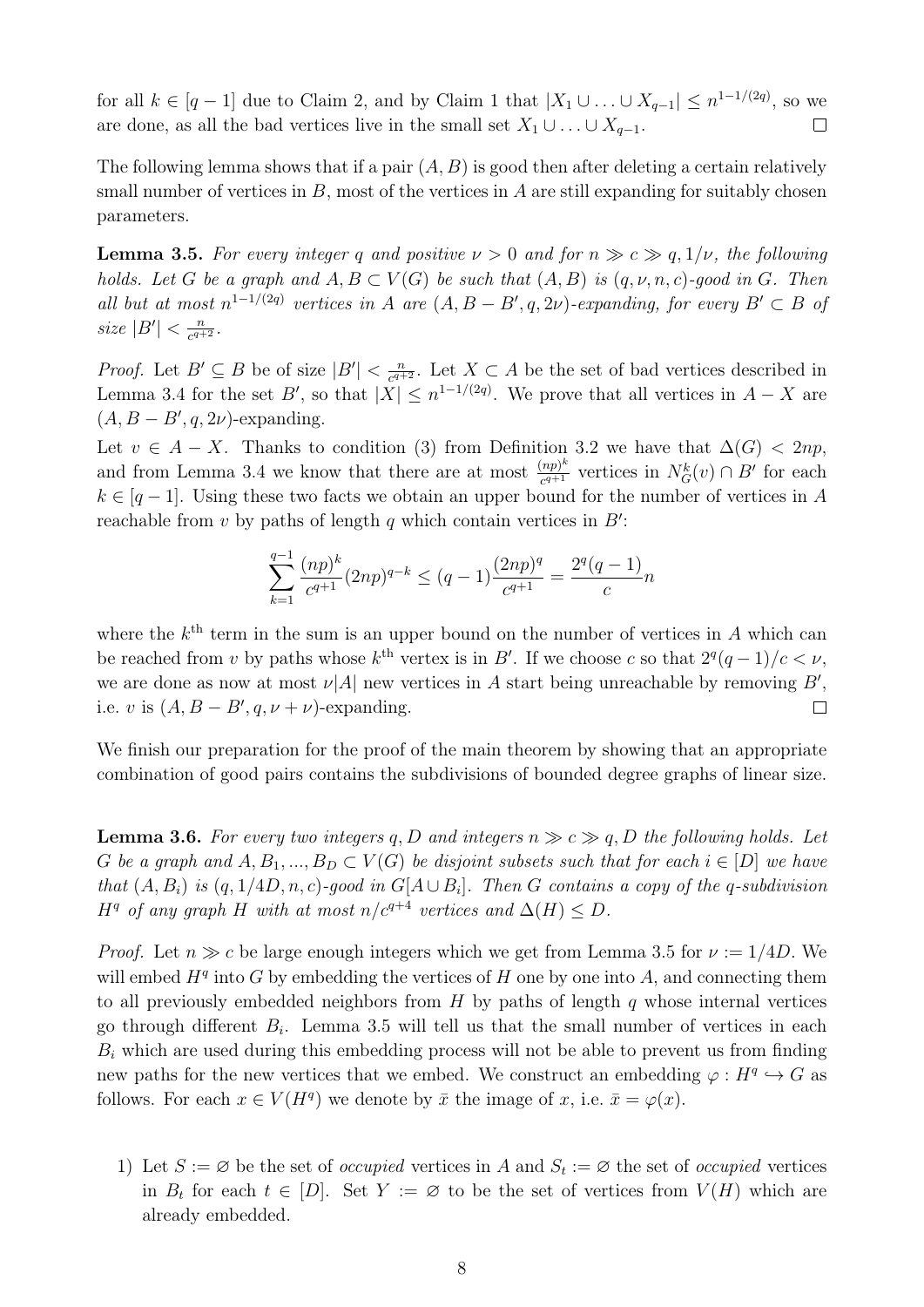for all $k \in [q-1]$ due to Claim 2, and by Claim 1 that $|X_1 \cup \ldots \cup X_{q-1}| \leq n^{1-1/(2q)}$, so we are done, as all the bad vertices live in the small set $X_1 \cup \ldots \cup X_{q-1}$. $\square$

The following lemma shows that if a pair $(A, B)$ is good then after deleting a certain relatively small number of vertices in $B$, most of the vertices in $A$ are still expanding for suitably chosen parameters.

**Lemma 3.5.** *For every integer $q$ and positive $\nu > 0$ and for $n \gg c \gg q, 1/\nu$, the following holds. Let $G$ be a graph and $A, B \subset V(G)$ be such that $(A, B)$ is $(q, \nu, n, c)$-good in $G$. Then all but at most $n^{1-1/(2q)}$ vertices in $A$ are $(A, B - B', q, 2\nu)$-expanding, for every $B' \subset B$ of size $|B'| < \frac{n}{c^{q+2}}$.*

*Proof.* Let $B' \subseteq B$ be of size $|B'| < \frac{n}{c^{q+2}}$. Let $X \subset A$ be the set of bad vertices described in Lemma 3.4 for the set $B'$, so that $|X| \leq n^{1-1/(2q)}$. We prove that all vertices in $A - X$ are $(A, B - B', q, 2\nu)$-expanding.

Let $v \in A - X$. Thanks to condition (3) from Definition 3.2 we have that $\Delta(G) < 2np$, and from Lemma 3.4 we know that there are at most $\frac{(np)^k}{c^{q+1}}$ vertices in $N_G^k(v) \cap B'$ for each $k \in [q-1]$. Using these two facts we obtain an upper bound for the number of vertices in $A$ reachable from $v$ by paths of length $q$ which contain vertices in $B'$:

$$\sum_{k=1}^{q-1} \frac{(np)^k}{c^{q+1}} (2np)^{q-k} \leq (q-1)\frac{(2np)^q}{c^{q+1}} = \frac{2^q(q-1)}{c} n$$

where the $k^{\text{th}}$ term in the sum is an upper bound on the number of vertices in $A$ which can be reached from $v$ by paths whose $k^{\text{th}}$ vertex is in $B'$. If we choose $c$ so that $2^q(q-1)/c < \nu$, we are done as now at most $\nu|A|$ new vertices in $A$ start being unreachable by removing $B'$, i.e. $v$ is $(A, B - B', q, \nu + \nu)$-expanding. $\square$

We finish our preparation for the proof of the main theorem by showing that an appropriate combination of good pairs contains the subdivisions of bounded degree graphs of linear size.

**Lemma 3.6.** *For every two integers $q, D$ and integers $n \gg c \gg q, D$ the following holds. Let $G$ be a graph and $A, B_1, ..., B_D \subset V(G)$ be disjoint subsets such that for each $i \in [D]$ we have that $(A, B_i)$ is $(q, 1/4D, n, c)$-good in $G[A \cup B_i]$. Then $G$ contains a copy of the $q$-subdivision $H^q$ of any graph $H$ with at most $n/c^{q+4}$ vertices and $\Delta(H) \leq D$.*

*Proof.* Let $n \gg c$ be large enough integers which we get from Lemma 3.5 for $\nu := 1/4D$. We will embed $H^q$ into $G$ by embedding the vertices of $H$ one by one into $A$, and connecting them to all previously embedded neighbors from $H$ by paths of length $q$ whose internal vertices go through different $B_i$. Lemma 3.5 will tell us that the small number of vertices in each $B_i$ which are used during this embedding process will not be able to prevent us from finding new paths for the new vertices that we embed. We construct an embedding $\varphi : H^q \hookrightarrow G$ as follows. For each $x \in V(H^q)$ we denote by $\bar{x}$ the image of $x$, i.e. $\bar{x} = \varphi(x)$.

1) Let $S := \varnothing$ be the set of *occupied* vertices in $A$ and $S_t := \varnothing$ the set of *occupied* vertices in $B_t$ for each $t \in [D]$. Set $Y := \varnothing$ to be the set of vertices from $V(H)$ which are already embedded.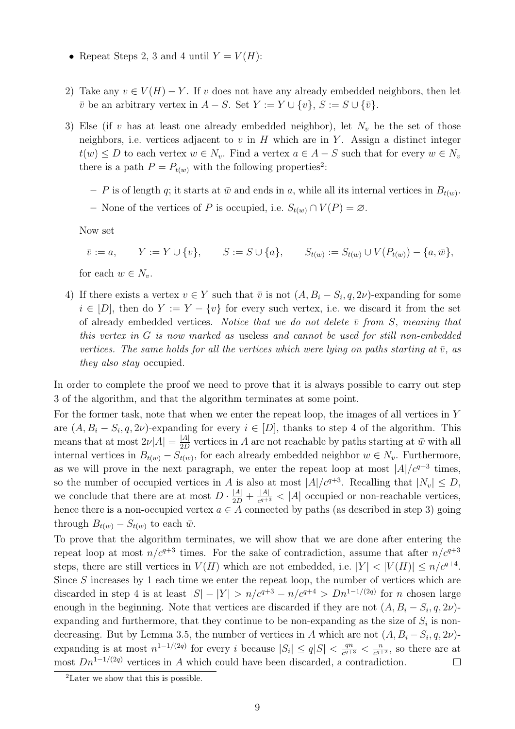- Repeat Steps 2, 3 and 4 until $Y = V(H)$:

2) Take any $v \in V(H) - Y$. If $v$ does not have any already embedded neighbors, then let $\bar{v}$ be an arbitrary vertex in $A - S$. Set $Y := Y \cup \{v\}$, $S := S \cup \{\bar{v}\}$.

3) Else (if $v$ has at least one already embedded neighbor), let $N_v$ be the set of those neighbors, i.e. vertices adjacent to $v$ in $H$ which are in $Y$. Assign a distinct integer $t(w) \leq D$ to each vertex $w \in N_v$. Find a vertex $a \in A - S$ such that for every $w \in N_v$ there is a path $P = P_{t(w)}$ with the following properties[2]:

   - $P$ is of length $q$; it starts at $\bar{w}$ and ends in $a$, while all its internal vertices in $B_{t(w)}$.
   - None of the vertices of $P$ is occupied, i.e. $S_{t(w)} \cap V(P) = \varnothing$.

   Now set

   $$\bar{v} := a, \qquad Y := Y \cup \{v\}, \qquad S := S \cup \{a\}, \qquad S_{t(w)} := S_{t(w)} \cup V(P_{t(w)}) - \{a, \bar{w}\},$$

   for each $w \in N_v$.

4) If there exists a vertex $v \in Y$ such that $\bar{v}$ is not $(A, B_i - S_i, q, 2\nu)$-expanding for some $i \in [D]$, then do $Y := Y - \{v\}$ for every such vertex, i.e. we discard it from the set of already embedded vertices. *Notice that we do not delete $\bar{v}$ from $S$, meaning that this vertex in $G$ is now marked as* useless *and cannot be used for still non-embedded vertices. The same holds for all the vertices which were lying on paths starting at $\bar{v}$, as they also stay* occupied.

In order to complete the proof we need to prove that it is always possible to carry out step 3 of the algorithm, and that the algorithm terminates at some point.

For the former task, note that when we enter the repeat loop, the images of all vertices in $Y$ are $(A, B_i - S_i, q, 2\nu)$-expanding for every $i \in [D]$, thanks to step 4 of the algorithm. This means that at most $2\nu|A| = \frac{|A|}{2D}$ vertices in $A$ are not reachable by paths starting at $\bar{w}$ with all internal vertices in $B_{t(w)} - S_{t(w)}$, for each already embedded neighbor $w \in N_v$. Furthermore, as we will prove in the next paragraph, we enter the repeat loop at most $|A|/c^{q+3}$ times, so the number of occupied vertices in $A$ is also at most $|A|/c^{q+3}$. Recalling that $|N_v| \leq D$, we conclude that there are at most $D \cdot \frac{|A|}{2D} + \frac{|A|}{c^{q+3}} < |A|$ occupied or non-reachable vertices, hence there is a non-occupied vertex $a \in A$ connected by paths (as described in step 3) going through $B_{t(w)} - S_{t(w)}$ to each $\bar{w}$.

To prove that the algorithm terminates, we will show that we are done after entering the repeat loop at most $n/c^{q+3}$ times. For the sake of contradiction, assume that after $n/c^{q+3}$ steps, there are still vertices in $V(H)$ which are not embedded, i.e. $|Y| < |V(H)| \leq n/c^{q+4}$. Since $S$ increases by 1 each time we enter the repeat loop, the number of vertices which are discarded in step 4 is at least $|S| - |Y| > n/c^{q+3} - n/c^{q+4} > Dn^{1-1/(2q)}$ for $n$ chosen large enough in the beginning. Note that vertices are discarded if they are not $(A, B_i - S_i, q, 2\nu)$-expanding and furthermore, that they continue to be non-expanding as the size of $S_i$ is non-decreasing. But by Lemma 3.5, the number of vertices in $A$ which are not $(A, B_i - S_i, q, 2\nu)$-expanding is at most $n^{1-1/(2q)}$ for every $i$ because $|S_i| \leq q|S| < \frac{qn}{c^{q+3}} < \frac{n}{c^{q+2}}$, so there are at most $Dn^{1-1/(2q)}$ vertices in $A$ which could have been discarded, a contradiction. $\square$

[2] Later we show that this is possible.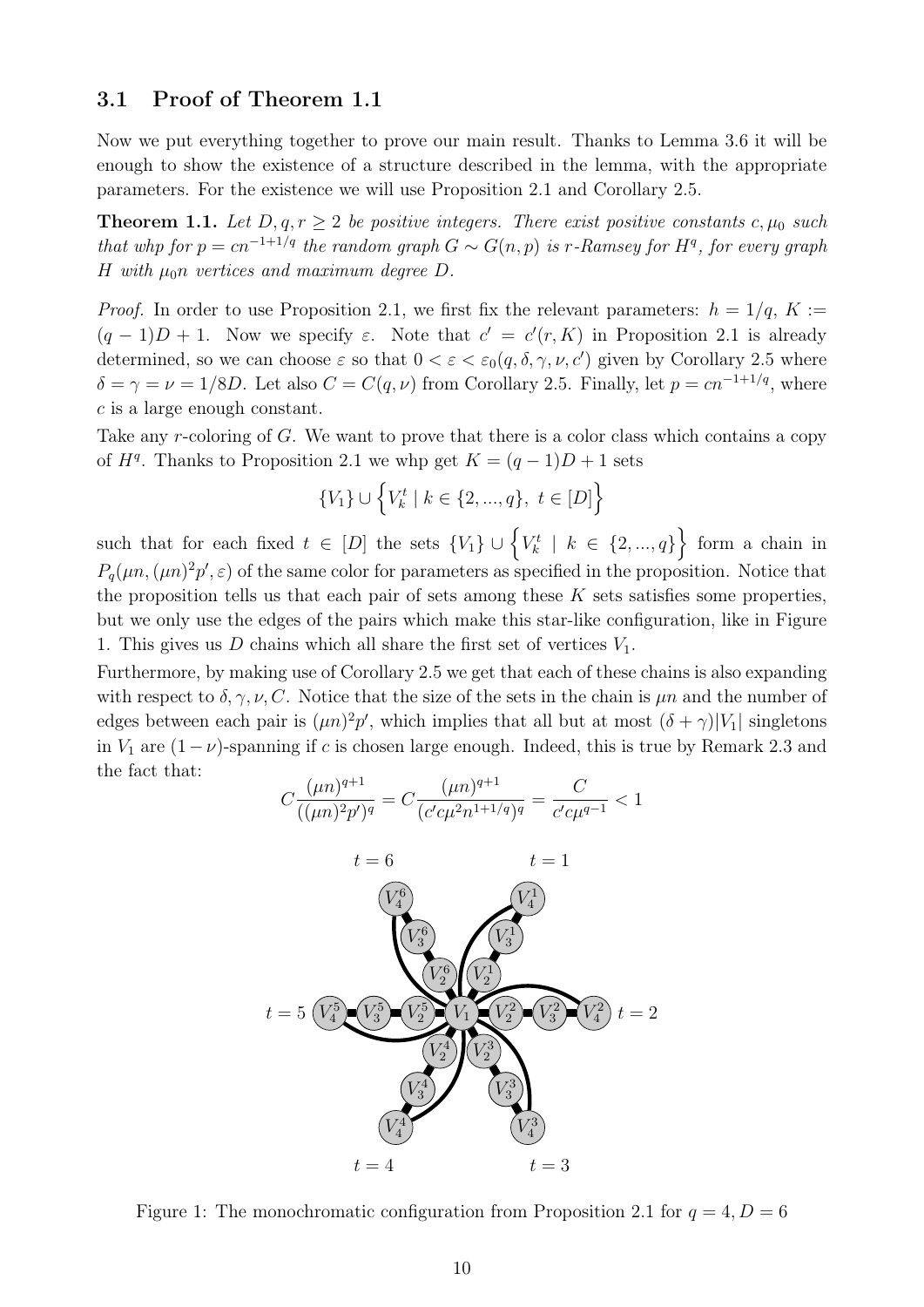### 3.1 Proof of Theorem 1.1

Now we put everything together to prove our main result. Thanks to Lemma 3.6 it will be enough to show the existence of a structure described in the lemma, with the appropriate parameters. For the existence we will use Proposition 2.1 and Corollary 2.5.

**Theorem 1.1.** *Let $D, q, r \geq 2$ be positive integers. There exist positive constants $c, \mu_0$ such that whp for $p = cn^{-1+1/q}$ the random graph $G \sim G(n,p)$ is $r$-Ramsey for $H^q$, for every graph $H$ with $\mu_0 n$ vertices and maximum degree $D$.*

*Proof.* In order to use Proposition 2.1, we first fix the relevant parameters: $h = 1/q$, $K := (q-1)D + 1$. Now we specify $\varepsilon$. Note that $c' = c'(r, K)$ in Proposition 2.1 is already determined, so we can choose $\varepsilon$ so that $0 < \varepsilon < \varepsilon_0(q, \delta, \gamma, \nu, c')$ given by Corollary 2.5 where $\delta = \gamma = \nu = 1/8D$. Let also $C = C(q, \nu)$ from Corollary 2.5. Finally, let $p = cn^{-1+1/q}$, where $c$ is a large enough constant.

Take any $r$-coloring of $G$. We want to prove that there is a color class which contains a copy of $H^q$. Thanks to Proposition 2.1 we whp get $K = (q-1)D + 1$ sets

$$\{V_1\} \cup \left\{V_k^t \mid k \in \{2, ..., q\},\ t \in [D]\right\}$$

such that for each fixed $t \in [D]$ the sets $\{V_1\} \cup \left\{V_k^t \mid k \in \{2, ..., q\}\right\}$ form a chain in $P_q(\mu n, (\mu n)^2 p', \varepsilon)$ of the same color for parameters as specified in the proposition. Notice that the proposition tells us that each pair of sets among these $K$ sets satisfies some properties, but we only use the edges of the pairs which make this star-like configuration, like in Figure 1. This gives us $D$ chains which all share the first set of vertices $V_1$.

Furthermore, by making use of Corollary 2.5 we get that each of these chains is also expanding with respect to $\delta, \gamma, \nu, C$. Notice that the size of the sets in the chain is $\mu n$ and the number of edges between each pair is $(\mu n)^2 p'$, which implies that all but at most $(\delta + \gamma)|V_1|$ singletons in $V_1$ are $(1-\nu)$-spanning if $c$ is chosen large enough. Indeed, this is true by Remark 2.3 and the fact that:

$$C \frac{(\mu n)^{q+1}}{((\mu n)^2 p')^q} = C \frac{(\mu n)^{q+1}}{(c' c \mu^2 n^{1+1/q})^q} = \frac{C}{c' c \mu^{q-1}} < 1$$

Figure 1: The monochromatic configuration from Proposition 2.1 for $q = 4, D = 6$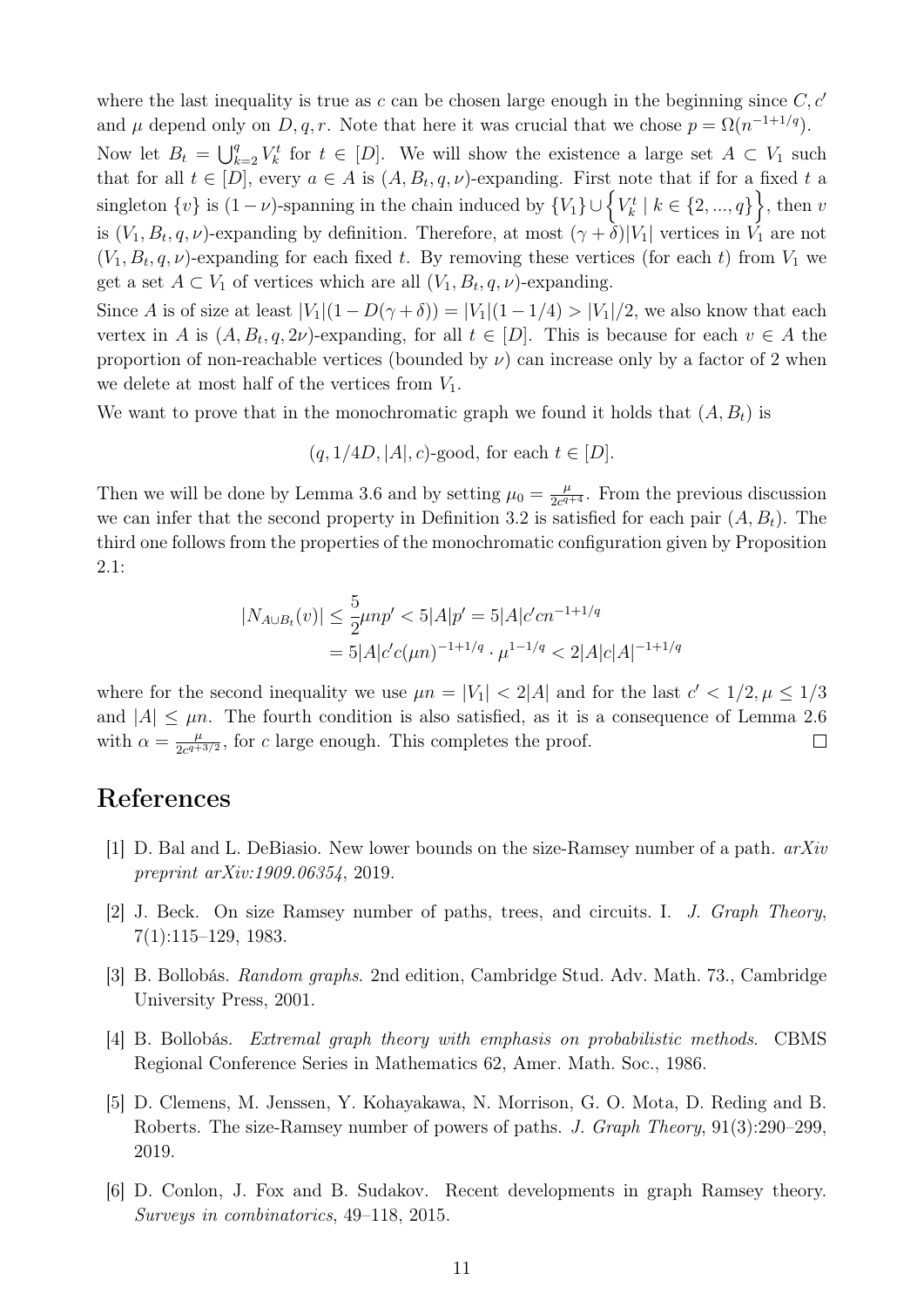where the last inequality is true as $c$ can be chosen large enough in the beginning since $C, c'$ and $\mu$ depend only on $D, q, r$. Note that here it was crucial that we chose $p = \Omega(n^{-1+1/q})$.

Now let $B_t = \bigcup_{k=2}^{q} V_k^t$ for $t \in [D]$. We will show the existence a large set $A \subset V_1$ such that for all $t \in [D]$, every $a \in A$ is $(A, B_t, q, \nu)$-expanding. First note that if for a fixed $t$ a singleton $\{v\}$ is $(1-\nu)$-spanning in the chain induced by $\{V_1\} \cup \left\{V_k^t \mid k \in \{2, ..., q\}\right\}$, then $v$ is $(V_1, B_t, q, \nu)$-expanding by definition. Therefore, at most $(\gamma + \delta)|V_1|$ vertices in $V_1$ are not $(V_1, B_t, q, \nu)$-expanding for each fixed $t$. By removing these vertices (for each $t$) from $V_1$ we get a set $A \subset V_1$ of vertices which are all $(V_1, B_t, q, \nu)$-expanding.

Since $A$ is of size at least $|V_1|(1 - D(\gamma + \delta)) = |V_1|(1 - 1/4) > |V_1|/2$, we also know that each vertex in $A$ is $(A, B_t, q, 2\nu)$-expanding, for all $t \in [D]$. This is because for each $v \in A$ the proportion of non-reachable vertices (bounded by $\nu$) can increase only by a factor of 2 when we delete at most half of the vertices from $V_1$.

We want to prove that in the monochromatic graph we found it holds that $(A, B_t)$ is

$$(q, 1/4D, |A|, c)\text{-good, for each } t \in [D].$$

Then we will be done by Lemma 3.6 and by setting $\mu_0 = \frac{\mu}{2c^{q+4}}$. From the previous discussion we can infer that the second property in Definition 3.2 is satisfied for each pair $(A, B_t)$. The third one follows from the properties of the monochromatic configuration given by Proposition 2.1:

$$\begin{aligned}
|N_{A \cup B_t}(v)| &\leq \frac{5}{2}\mu n p' < 5|A|p' = 5|A|c'cn^{-1+1/q} \\
&= 5|A|c'c(\mu n)^{-1+1/q} \cdot \mu^{1-1/q} < 2|A|c|A|^{-1+1/q}
\end{aligned}$$

where for the second inequality we use $\mu n = |V_1| < 2|A|$ and for the last $c' < 1/2, \mu \leq 1/3$ and $|A| \leq \mu n$. The fourth condition is also satisfied, as it is a consequence of Lemma 2.6 with $\alpha = \frac{\mu}{2c^{q+3/2}}$, for $c$ large enough. This completes the proof. ∎

# References

[1] D. Bal and L. DeBiasio. New lower bounds on the size-Ramsey number of a path. *arXiv preprint arXiv:1909.06354*, 2019.

[2] J. Beck. On size Ramsey number of paths, trees, and circuits. I. *J. Graph Theory*, 7(1):115–129, 1983.

[3] B. Bollobás. *Random graphs*. 2nd edition, Cambridge Stud. Adv. Math. 73., Cambridge University Press, 2001.

[4] B. Bollobás. *Extremal graph theory with emphasis on probabilistic methods*. CBMS Regional Conference Series in Mathematics 62, Amer. Math. Soc., 1986.

[5] D. Clemens, M. Jenssen, Y. Kohayakawa, N. Morrison, G. O. Mota, D. Reding and B. Roberts. The size-Ramsey number of powers of paths. *J. Graph Theory*, 91(3):290–299, 2019.

[6] D. Conlon, J. Fox and B. Sudakov. Recent developments in graph Ramsey theory. *Surveys in combinatorics*, 49–118, 2015.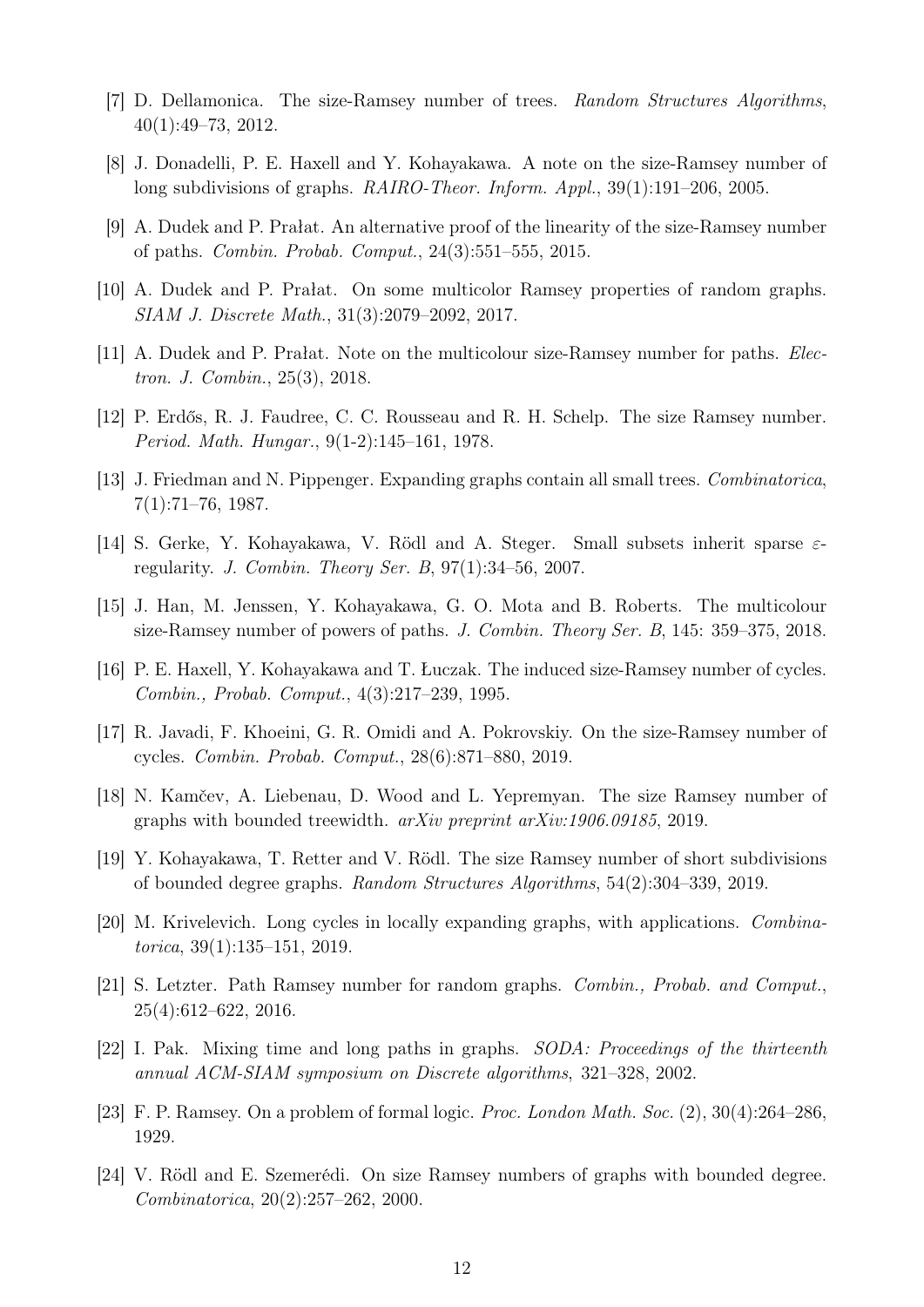[7] D. Dellamonica. The size-Ramsey number of trees. *Random Structures Algorithms*, 40(1):49–73, 2012.

[8] J. Donadelli, P. E. Haxell and Y. Kohayakawa. A note on the size-Ramsey number of long subdivisions of graphs. *RAIRO-Theor. Inform. Appl.*, 39(1):191–206, 2005.

[9] A. Dudek and P. Prałat. An alternative proof of the linearity of the size-Ramsey number of paths. *Combin. Probab. Comput.*, 24(3):551–555, 2015.

[10] A. Dudek and P. Prałat. On some multicolor Ramsey properties of random graphs. *SIAM J. Discrete Math.*, 31(3):2079–2092, 2017.

[11] A. Dudek and P. Prałat. Note on the multicolour size-Ramsey number for paths. *Electron. J. Combin.*, 25(3), 2018.

[12] P. Erdős, R. J. Faudree, C. C. Rousseau and R. H. Schelp. The size Ramsey number. *Period. Math. Hungar.*, 9(1-2):145–161, 1978.

[13] J. Friedman and N. Pippenger. Expanding graphs contain all small trees. *Combinatorica*, 7(1):71–76, 1987.

[14] S. Gerke, Y. Kohayakawa, V. Rödl and A. Steger. Small subsets inherit sparse $\varepsilon$-regularity. *J. Combin. Theory Ser. B*, 97(1):34–56, 2007.

[15] J. Han, M. Jenssen, Y. Kohayakawa, G. O. Mota and B. Roberts. The multicolour size-Ramsey number of powers of paths. *J. Combin. Theory Ser. B*, 145: 359–375, 2018.

[16] P. E. Haxell, Y. Kohayakawa and T. Łuczak. The induced size-Ramsey number of cycles. *Combin., Probab. Comput.*, 4(3):217–239, 1995.

[17] R. Javadi, F. Khoeini, G. R. Omidi and A. Pokrovskiy. On the size-Ramsey number of cycles. *Combin. Probab. Comput.*, 28(6):871–880, 2019.

[18] N. Kamčev, A. Liebenau, D. Wood and L. Yepremyan. The size Ramsey number of graphs with bounded treewidth. *arXiv preprint arXiv:1906.09185*, 2019.

[19] Y. Kohayakawa, T. Retter and V. Rödl. The size Ramsey number of short subdivisions of bounded degree graphs. *Random Structures Algorithms*, 54(2):304–339, 2019.

[20] M. Krivelevich. Long cycles in locally expanding graphs, with applications. *Combinatorica*, 39(1):135–151, 2019.

[21] S. Letzter. Path Ramsey number for random graphs. *Combin., Probab. and Comput.*, 25(4):612–622, 2016.

[22] I. Pak. Mixing time and long paths in graphs. *SODA: Proceedings of the thirteenth annual ACM-SIAM symposium on Discrete algorithms*, 321–328, 2002.

[23] F. P. Ramsey. On a problem of formal logic. *Proc. London Math. Soc.* (2), 30(4):264–286, 1929.

[24] V. Rödl and E. Szemerédi. On size Ramsey numbers of graphs with bounded degree. *Combinatorica*, 20(2):257–262, 2000.